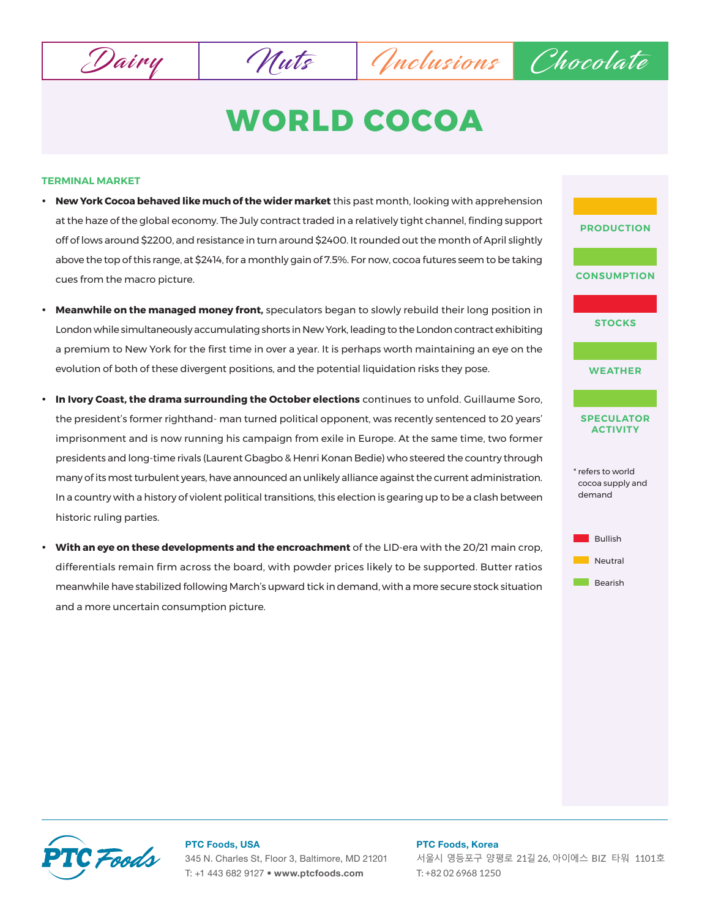Dairy | Nuts | Inclusions | Chocolate

# WORLD COCOA

## TERMINAL MARKET

- **New York Cocoa behaved like much of the wider market** this past month, looking with apprehension at the haze of the global economy. The July contract traded in a relatively tight channel, finding support off of lows around $2200, and resistance in turn around $2400. It rounded out the month of April slightly above the top of this range, at $2414, for a monthly gain of 7.5%. For now, cocoa futures seem to be taking cues from the macro picture.

- **Meanwhile on the managed money front,** speculators began to slowly rebuild their long position in London while simultaneously accumulating shorts in New York, leading to the London contract exhibiting a premium to New York for the first time in over a year. It is perhaps worth maintaining an eye on the evolution of both of these divergent positions, and the potential liquidation risks they pose.

- **In Ivory Coast, the drama surrounding the October elections** continues to unfold. Guillaume Soro, the president's former righthand- man turned political opponent, was recently sentenced to 20 years' imprisonment and is now running his campaign from exile in Europe. At the same time, two former presidents and long-time rivals (Laurent Gbagbo & Henri Konan Bedie) who steered the country through many of its most turbulent years, have announced an unlikely alliance against the current administration. In a country with a history of violent political transitions, this election is gearing up to be a clash between historic ruling parties.

- **With an eye on these developments and the encroachment** of the LID-era with the 20/21 main crop, differentials remain firm across the board, with powder prices likely to be supported. Butter ratios meanwhile have stabilized following March's upward tick in demand, with a more secure stock situation and a more uncertain consumption picture.

| Indicator | Outlook |
|---|---|
| PRODUCTION | Neutral |
| CONSUMPTION | Bearish |
| STOCKS | Bullish |
| WEATHER | Bearish |
| SPECULATOR ACTIVITY | Bearish |

* refers to world cocoa supply and demand

Bullish
Neutral
Bearish

**PTC Foods, USA**
345 N. Charles St, Floor 3, Baltimore, MD 21201
T: +1 443 682 9127 • **www.ptcfoods.com**

**PTC Foods, Korea**
서울시 영등포구 양평로 21길 26, 아이에스 BIZ 타워 1101호
T: +82 02 6968 1250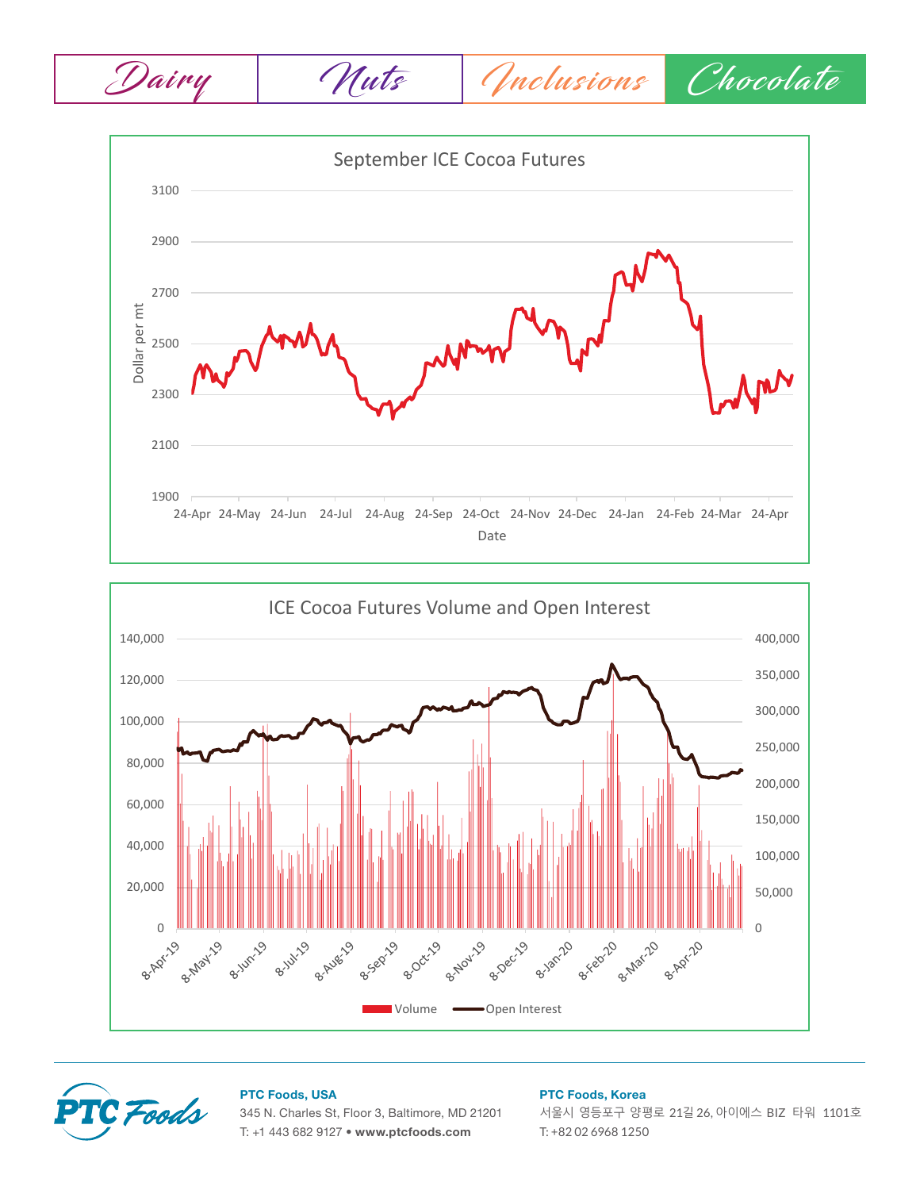Dairy | Nuts | Inclusions | Chocolate

September ICE Cocoa Futures

Dollar per mt

3100
2900
2700
2500
2300
2100
1900

24-Apr 24-May 24-Jun 24-Jul 24-Aug 24-Sep 24-Oct 24-Nov 24-Dec 24-Jan 24-Feb 24-Mar 24-Apr

Date

ICE Cocoa Futures Volume and Open Interest

140,000
120,000
100,000
80,000
60,000
40,000
20,000
0

400,000
350,000
300,000
250,000
200,000
150,000
100,000
50,000
0

8-Apr-19 8-May-19 8-Jun-19 8-Jul-19 8-Aug-19 8-Sep-19 8-Oct-19 8-Nov-19 8-Dec-19 8-Jan-20 8-Feb-20 8-Mar-20 8-Apr-20

Volume Open Interest

**PTC Foods, USA**
345 N. Charles St, Floor 3, Baltimore, MD 21201
T: +1 443 682 9127 • **www.ptcfoods.com**

**PTC Foods, Korea**
서울시 영등포구 양평로 21길 26, 아이에스 BIZ 타워 1101호
T: +82 02 6968 1250